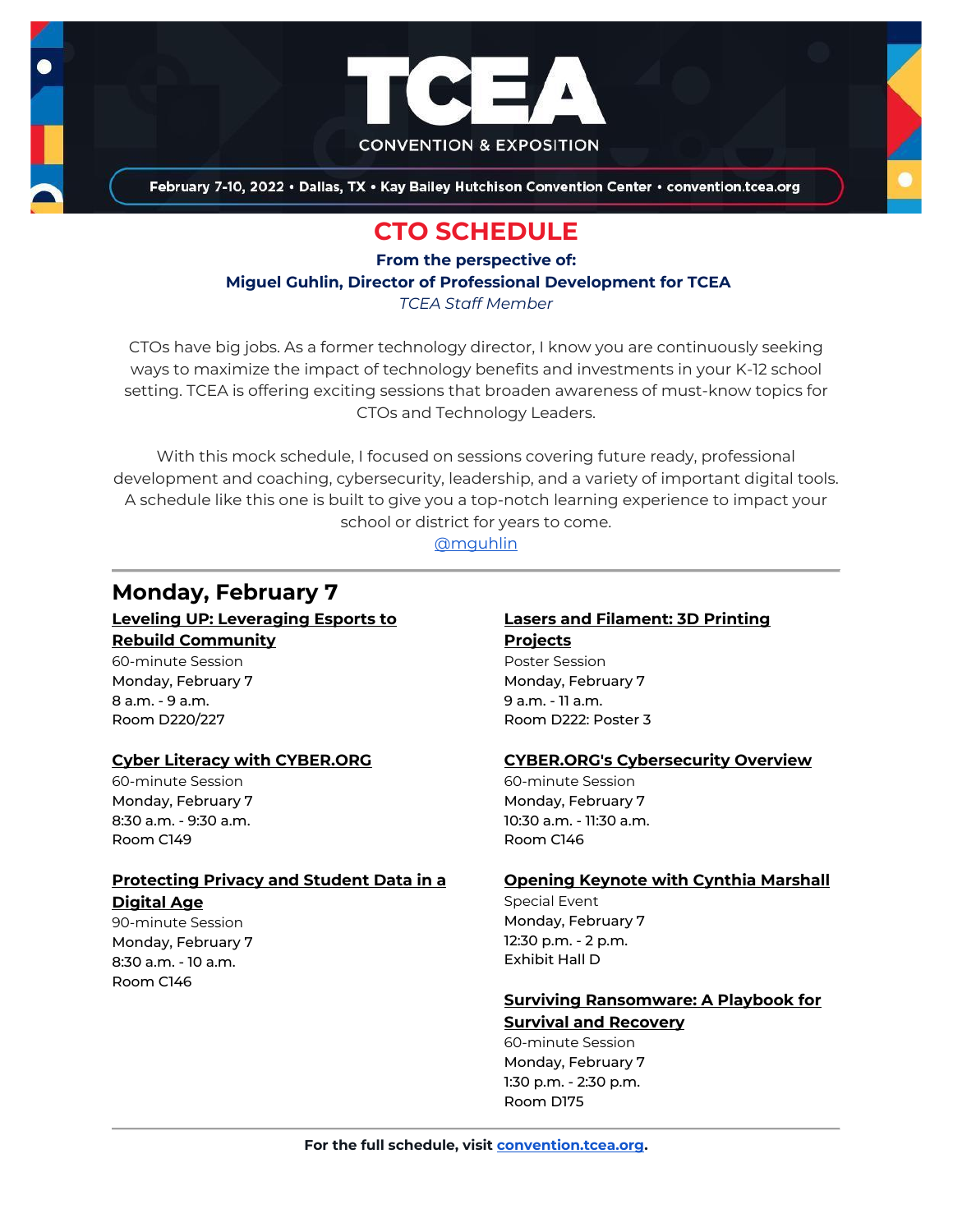# TCEA

CONVENTION & EXPOSITION

February 7-10, 2022 • Dallas, TX • Kay Bailey Hutchison Convention Center • convention.tcea.org

## CTO SCHEDULE

**From the perspective of:**

**Miguel Guhlin, Director of Professional Development for TCEA**

*TCEA Staff Member*

CTOs have big jobs. As a former technology director, I know you are continuously seeking ways to maximize the impact of technology benefits and investments in your K-12 school setting. TCEA is offering exciting sessions that broaden awareness of must-know topics for CTOs and Technology Leaders.

With this mock schedule, I focused on sessions covering future ready, professional development and coaching, cybersecurity, leadership, and a variety of important digital tools. A schedule like this one is built to give you a top-notch learning experience to impact your school or district for years to come.

@mguhlin

---

## Monday, February 7

**Leveling UP: Leveraging Esports to Rebuild Community**
60-minute Session
Monday, February 7
8 a.m. - 9 a.m.
Room D220/227

**Cyber Literacy with CYBER.ORG**
60-minute Session
Monday, February 7
8:30 a.m. - 9:30 a.m.
Room C149

**Protecting Privacy and Student Data in a Digital Age**
90-minute Session
Monday, February 7
8:30 a.m. - 10 a.m.
Room C146

**Lasers and Filament: 3D Printing Projects**
Poster Session
Monday, February 7
9 a.m. - 11 a.m.
Room D222: Poster 3

**CYBER.ORG's Cybersecurity Overview**
60-minute Session
Monday, February 7
10:30 a.m. - 11:30 a.m.
Room C146

**Opening Keynote with Cynthia Marshall**
Special Event
Monday, February 7
12:30 p.m. - 2 p.m.
Exhibit Hall D

**Surviving Ransomware: A Playbook for Survival and Recovery**
60-minute Session
Monday, February 7
1:30 p.m. - 2:30 p.m.
Room D175

---

**For the full schedule, visit convention.tcea.org.**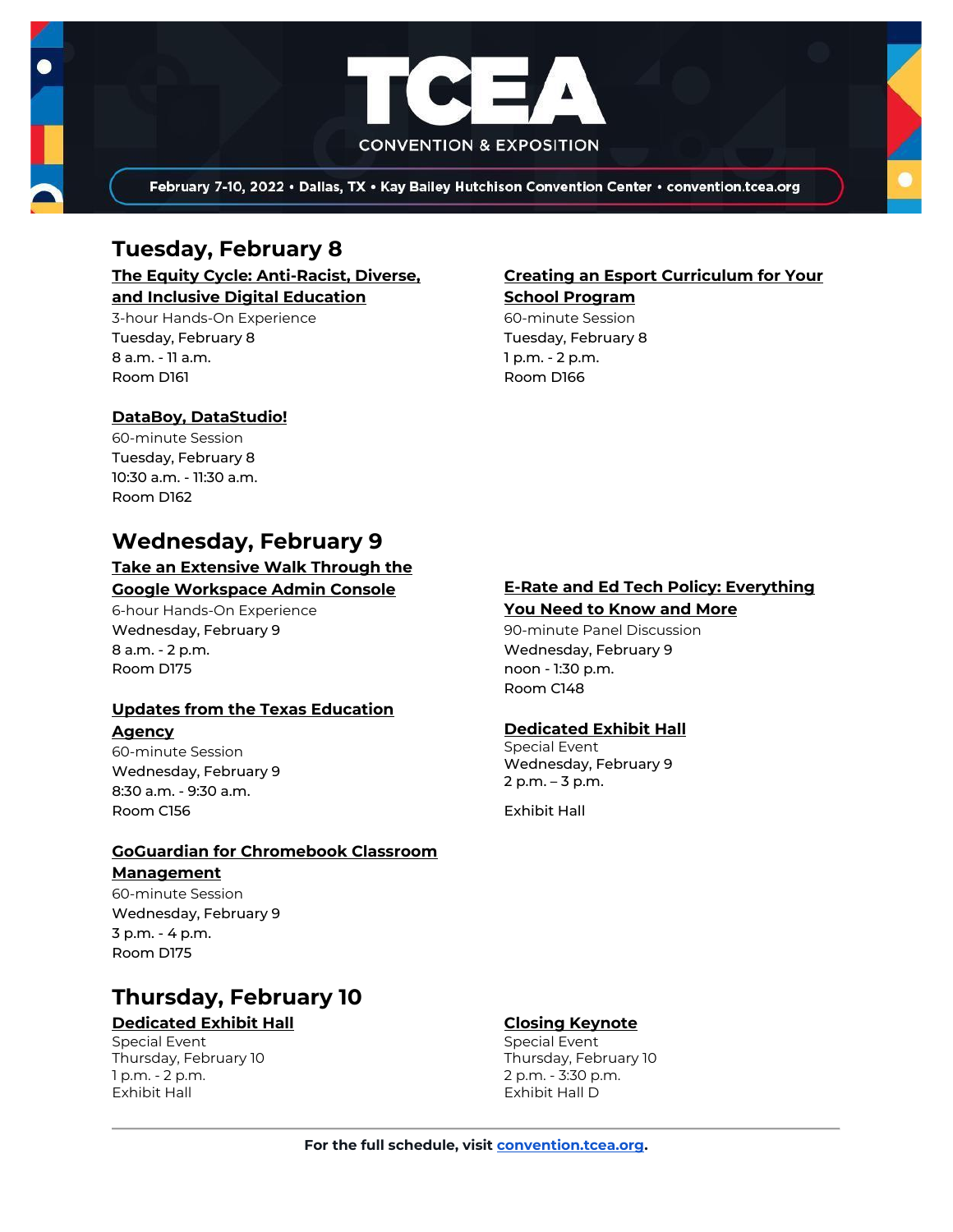# TCEA

CONVENTION & EXPOSITION

February 7-10, 2022 • Dallas, TX • Kay Bailey Hutchison Convention Center • convention.tcea.org

## Tuesday, February 8

**The Equity Cycle: Anti-Racist, Diverse, and Inclusive Digital Education**
3-hour Hands-On Experience
Tuesday, February 8
8 a.m. - 11 a.m.
Room D161

**DataBoy, DataStudio!**
60-minute Session
Tuesday, February 8
10:30 a.m. - 11:30 a.m.
Room D162

**Creating an Esport Curriculum for Your School Program**
60-minute Session
Tuesday, February 8
1 p.m. - 2 p.m.
Room D166

## Wednesday, February 9

**Take an Extensive Walk Through the Google Workspace Admin Console**
6-hour Hands-On Experience
Wednesday, February 9
8 a.m. - 2 p.m.
Room D175

**Updates from the Texas Education Agency**
60-minute Session
Wednesday, February 9
8:30 a.m. - 9:30 a.m.
Room C156

**GoGuardian for Chromebook Classroom Management**
60-minute Session
Wednesday, February 9
3 p.m. - 4 p.m.
Room D175

**E-Rate and Ed Tech Policy: Everything You Need to Know and More**
90-minute Panel Discussion
Wednesday, February 9
noon - 1:30 p.m.
Room C148

**Dedicated Exhibit Hall**
Special Event
Wednesday, February 9
2 p.m. – 3 p.m.

Exhibit Hall

## Thursday, February 10

**Dedicated Exhibit Hall**
Special Event
Thursday, February 10
1 p.m. - 2 p.m.
Exhibit Hall

**Closing Keynote**
Special Event
Thursday, February 10
2 p.m. - 3:30 p.m.
Exhibit Hall D

---

**For the full schedule, visit convention.tcea.org.**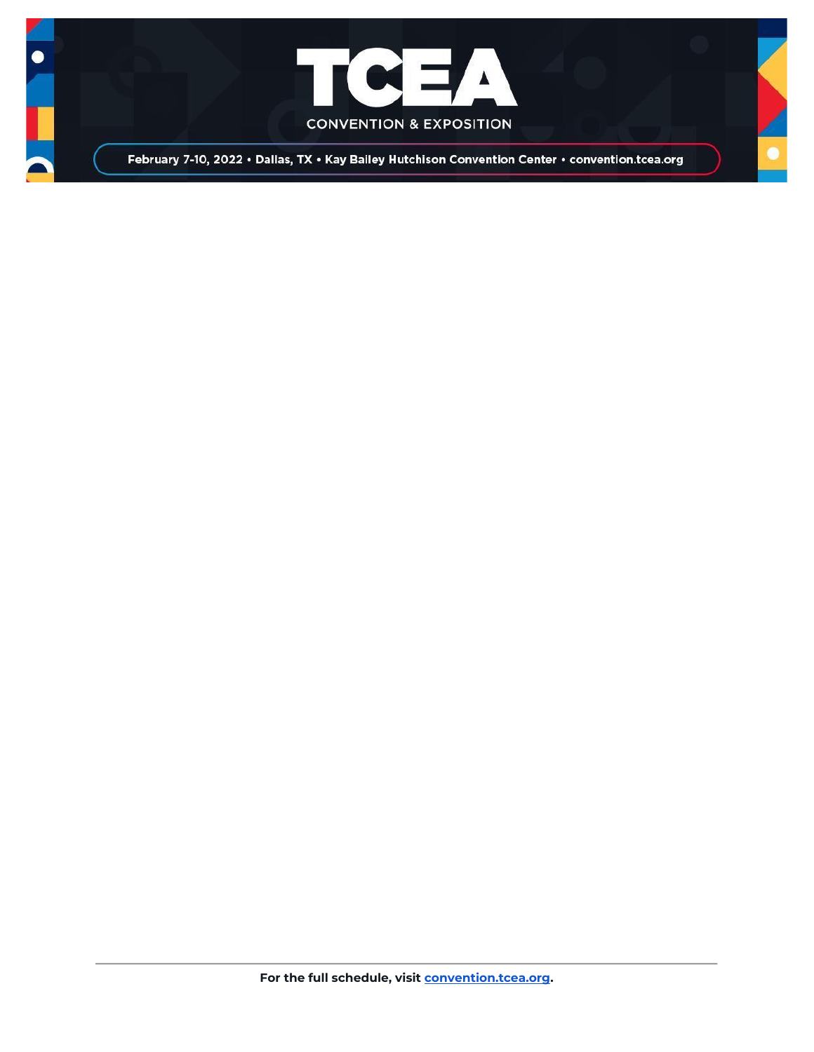# TCEA

CONVENTION & EXPOSITION

February 7-10, 2022 • Dallas, TX • Kay Bailey Hutchison Convention Center • convention.tcea.org

---

**For the full schedule, visit [convention.tcea.org](convention.tcea.org).**